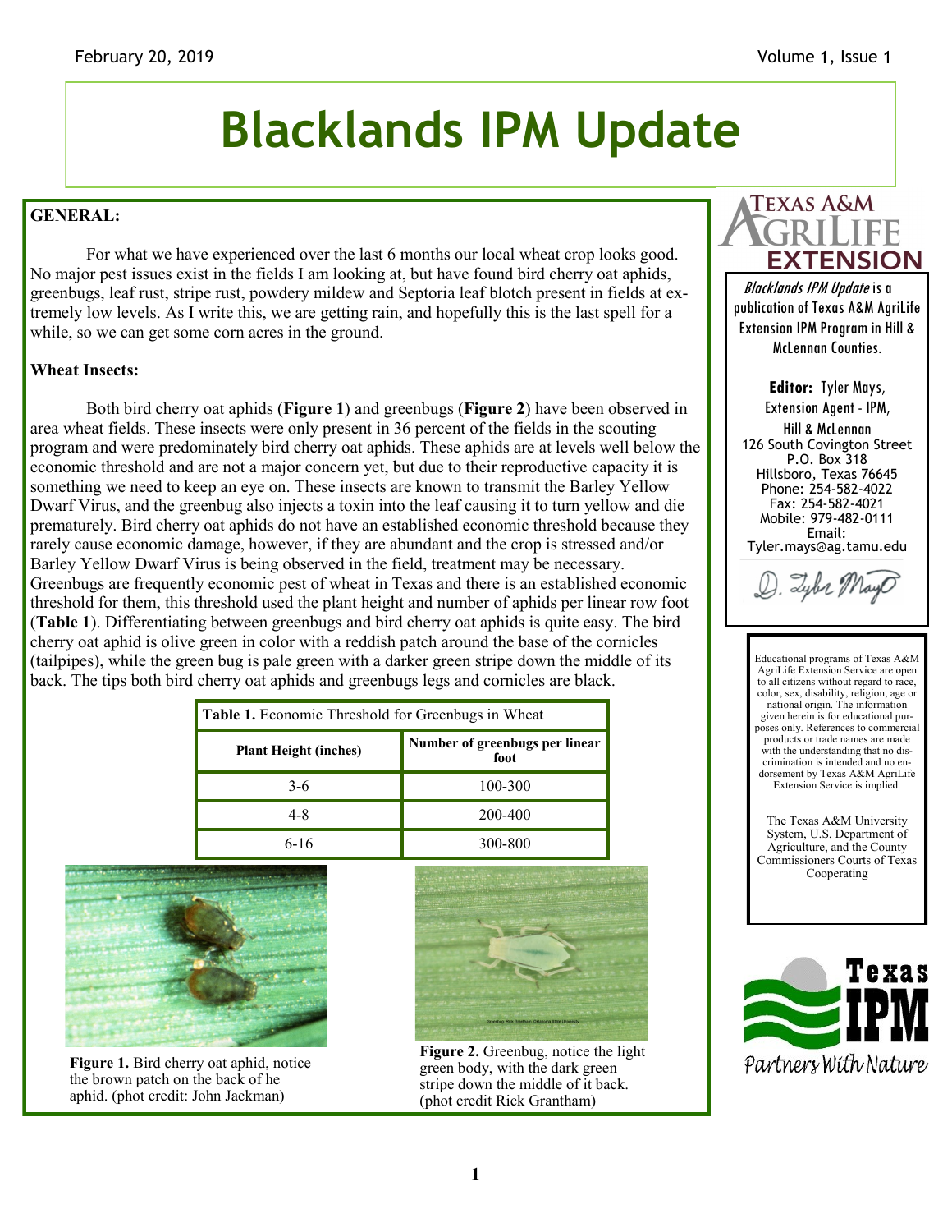# Blacklands IPM Update

**GENERAL:**

For what we have experienced over the last 6 months our local wheat crop looks good. No major pest issues exist in the fields I am looking at, but have found bird cherry oat aphids, greenbugs, leaf rust, stripe rust, powdery mildew and Septoria leaf blotch present in fields at extremely low levels. As I write this, we are getting rain, and hopefully this is the last spell for a while, so we can get some corn acres in the ground.

**Wheat Insects:**

Both bird cherry oat aphids (**Figure 1**) and greenbugs (**Figure 2**) have been observed in area wheat fields. These insects were only present in 36 percent of the fields in the scouting program and were predominately bird cherry oat aphids. These aphids are at levels well below the economic threshold and are not a major concern yet, but due to their reproductive capacity it is something we need to keep an eye on. These insects are known to transmit the Barley Yellow Dwarf Virus, and the greenbug also injects a toxin into the leaf causing it to turn yellow and die prematurely. Bird cherry oat aphids do not have an established economic threshold because they rarely cause economic damage, however, if they are abundant and the crop is stressed and/or Barley Yellow Dwarf Virus is being observed in the field, treatment may be necessary. Greenbugs are frequently economic pest of wheat in Texas and there is an established economic threshold for them, this threshold used the plant height and number of aphids per linear row foot (**Table 1**). Differentiating between greenbugs and bird cherry oat aphids is quite easy. The bird cherry oat aphid is olive green in color with a reddish patch around the base of the cornicles (tailpipes), while the green bug is pale green with a darker green stripe down the middle of its back. The tips both bird cherry oat aphids and greenbugs legs and cornicles are black.

**Table 1.** Economic Threshold for Greenbugs in Wheat

| Plant Height (inches) | Number of greenbugs per linear foot |
|---|---|
| 3-6 | 100-300 |
| 4-8 | 200-400 |
| 6-16 | 300-800 |

**Figure 1.** Bird cherry oat aphid, notice the brown patch on the back of he aphid. (phot credit: John Jackman)

**Figure 2.** Greenbug, notice the light green body, with the dark green stripe down the middle of it back. (phot credit Rick Grantham)

*Blacklands IPM Update* is a publication of Texas A&M AgriLife Extension IPM Program in Hill & McLennan Counties.

**Editor:** Tyler Mays, Extension Agent - IPM, Hill & McLennan
126 South Covington Street
P.O. Box 318
Hillsboro, Texas 76645
Phone: 254-582-4022
Fax: 254-582-4021
Mobile: 979-482-0111
Email: Tyler.mays@ag.tamu.edu

Educational programs of Texas A&M AgriLife Extension Service are open to all citizens without regard to race, color, sex, disability, religion, age or national origin. The information given herein is for educational purposes only. References to commercial products or trade names are made with the understanding that no discrimination is intended and no endorsement by Texas A&M AgriLife Extension Service is implied.

The Texas A&M University System, U.S. Department of Agriculture, and the County Commissioners Courts of Texas Cooperating

Texas IPM — Partners With Nature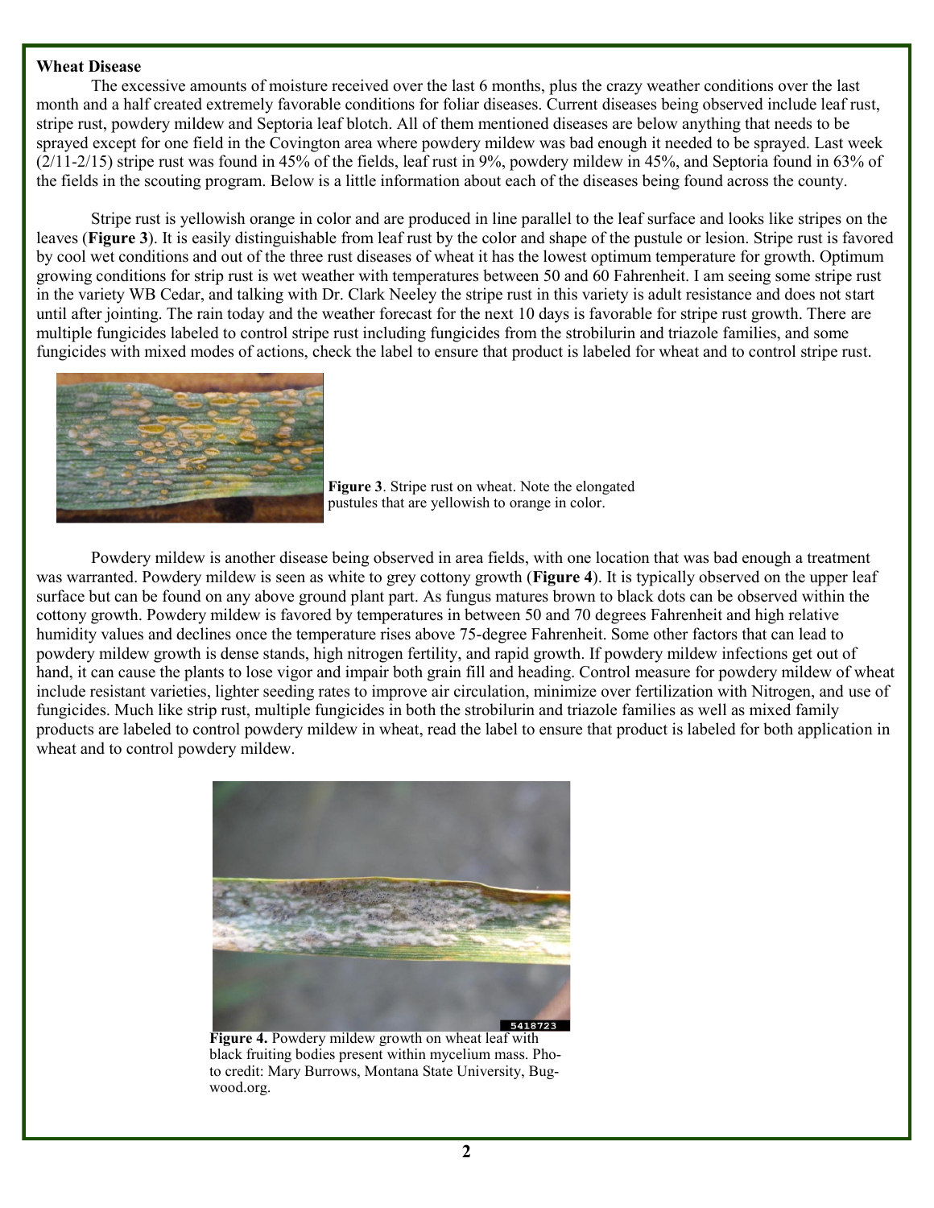**Wheat Disease**

The excessive amounts of moisture received over the last 6 months, plus the crazy weather conditions over the last month and a half created extremely favorable conditions for foliar diseases. Current diseases being observed include leaf rust, stripe rust, powdery mildew and Septoria leaf blotch. All of them mentioned diseases are below anything that needs to be sprayed except for one field in the Covington area where powdery mildew was bad enough it needed to be sprayed. Last week (2/11-2/15) stripe rust was found in 45% of the fields, leaf rust in 9%, powdery mildew in 45%, and Septoria found in 63% of the fields in the scouting program. Below is a little information about each of the diseases being found across the county.

Stripe rust is yellowish orange in color and are produced in line parallel to the leaf surface and looks like stripes on the leaves (**Figure 3**). It is easily distinguishable from leaf rust by the color and shape of the pustule or lesion. Stripe rust is favored by cool wet conditions and out of the three rust diseases of wheat it has the lowest optimum temperature for growth. Optimum growing conditions for strip rust is wet weather with temperatures between 50 and 60 Fahrenheit. I am seeing some stripe rust in the variety WB Cedar, and talking with Dr. Clark Neeley the stripe rust in this variety is adult resistance and does not start until after jointing. The rain today and the weather forecast for the next 10 days is favorable for stripe rust growth. There are multiple fungicides labeled to control stripe rust including fungicides from the strobilurin and triazole families, and some fungicides with mixed modes of actions, check the label to ensure that product is labeled for wheat and to control stripe rust.

**Figure 3**. Stripe rust on wheat. Note the elongated pustules that are yellowish to orange in color.

Powdery mildew is another disease being observed in area fields, with one location that was bad enough a treatment was warranted. Powdery mildew is seen as white to grey cottony growth (**Figure 4**). It is typically observed on the upper leaf surface but can be found on any above ground plant part. As fungus matures brown to black dots can be observed within the cottony growth. Powdery mildew is favored by temperatures in between 50 and 70 degrees Fahrenheit and high relative humidity values and declines once the temperature rises above 75-degree Fahrenheit. Some other factors that can lead to powdery mildew growth is dense stands, high nitrogen fertility, and rapid growth. If powdery mildew infections get out of hand, it can cause the plants to lose vigor and impair both grain fill and heading. Control measure for powdery mildew of wheat include resistant varieties, lighter seeding rates to improve air circulation, minimize over fertilization with Nitrogen, and use of fungicides. Much like strip rust, multiple fungicides in both the strobilurin and triazole families as well as mixed family products are labeled to control powdery mildew in wheat, read the label to ensure that product is labeled for both application in wheat and to control powdery mildew.

**Figure 4.** Powdery mildew growth on wheat leaf with black fruiting bodies present within mycelium mass. Photo credit: Mary Burrows, Montana State University, Bugwood.org.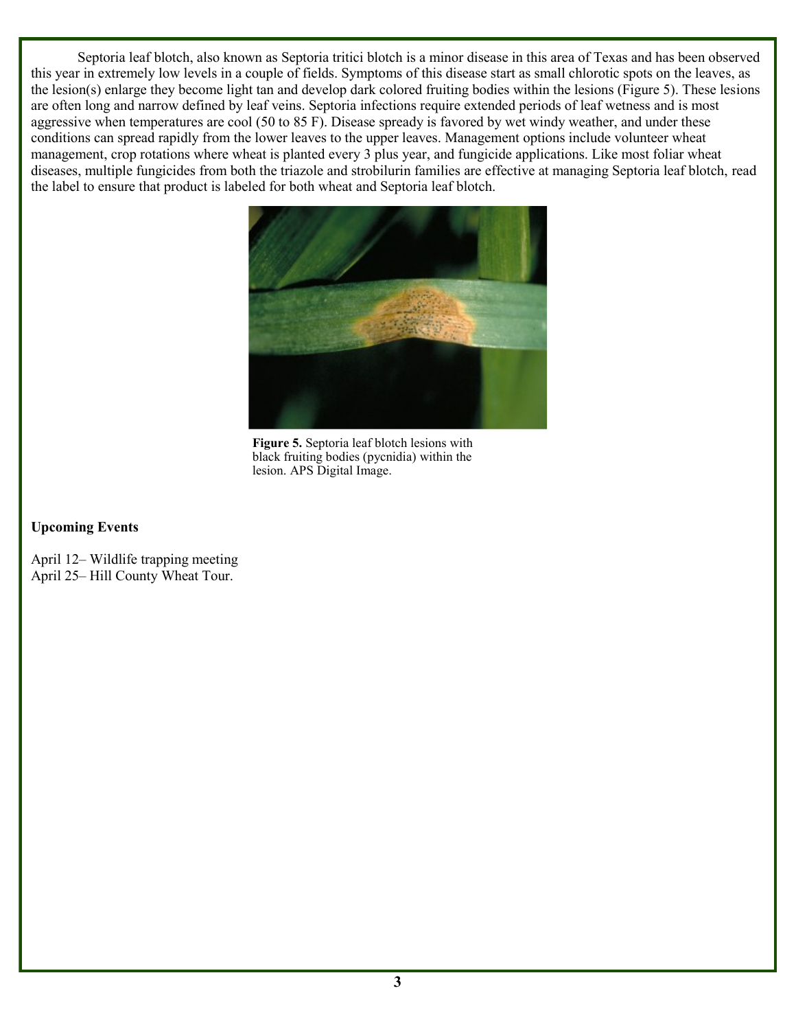Septoria leaf blotch, also known as Septoria tritici blotch is a minor disease in this area of Texas and has been observed this year in extremely low levels in a couple of fields. Symptoms of this disease start as small chlorotic spots on the leaves, as the lesion(s) enlarge they become light tan and develop dark colored fruiting bodies within the lesions (Figure 5). These lesions are often long and narrow defined by leaf veins. Septoria infections require extended periods of leaf wetness and is most aggressive when temperatures are cool (50 to 85 F). Disease spready is favored by wet windy weather, and under these conditions can spread rapidly from the lower leaves to the upper leaves. Management options include volunteer wheat management, crop rotations where wheat is planted every 3 plus year, and fungicide applications. Like most foliar wheat diseases, multiple fungicides from both the triazole and strobilurin families are effective at managing Septoria leaf blotch, read the label to ensure that product is labeled for both wheat and Septoria leaf blotch.

**Figure 5.** Septoria leaf blotch lesions with black fruiting bodies (pycnidia) within the lesion. APS Digital Image.

**Upcoming Events**

April 12– Wildlife trapping meeting
April 25– Hill County Wheat Tour.